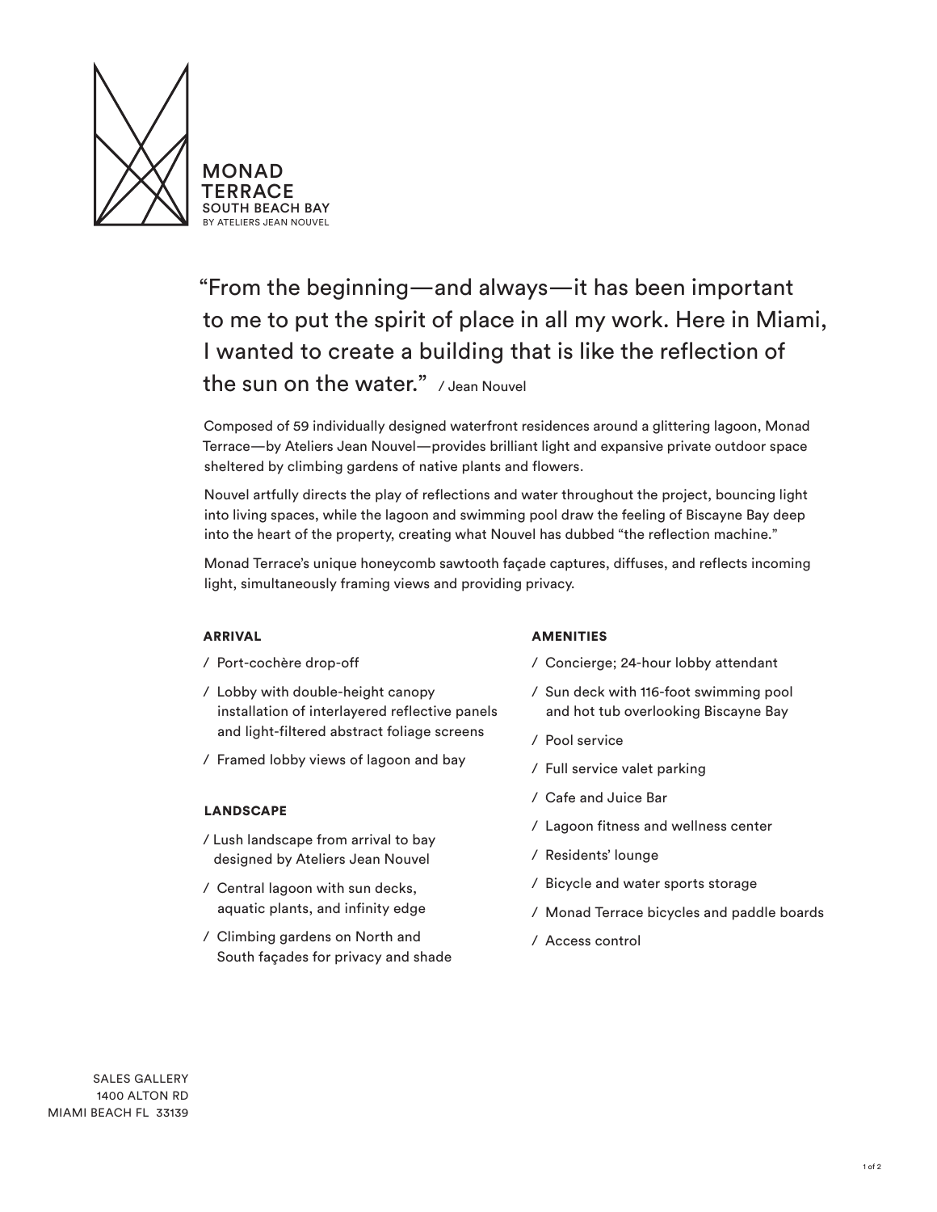# MONAD TERRACE

SOUTH BEACH BAY

BY ATELIERS JEAN NOUVEL

> "From the beginning—and always—it has been important to me to put the spirit of place in all my work. Here in Miami, I wanted to create a building that is like the reflection of the sun on the water." / Jean Nouvel

Composed of 59 individually designed waterfront residences around a glittering lagoon, Monad Terrace—by Ateliers Jean Nouvel—provides brilliant light and expansive private outdoor space sheltered by climbing gardens of native plants and flowers.

Nouvel artfully directs the play of reflections and water throughout the project, bouncing light into living spaces, while the lagoon and swimming pool draw the feeling of Biscayne Bay deep into the heart of the property, creating what Nouvel has dubbed "the reflection machine."

Monad Terrace's unique honeycomb sawtooth façade captures, diffuses, and reflects incoming light, simultaneously framing views and providing privacy.

### ARRIVAL

/ Port-cochère drop-off

/ Lobby with double-height canopy installation of interlayered reflective panels and light-filtered abstract foliage screens

/ Framed lobby views of lagoon and bay

### LANDSCAPE

/ Lush landscape from arrival to bay designed by Ateliers Jean Nouvel

/ Central lagoon with sun decks, aquatic plants, and infinity edge

/ Climbing gardens on North and South façades for privacy and shade

### AMENITIES

/ Concierge; 24-hour lobby attendant

/ Sun deck with 116-foot swimming pool and hot tub overlooking Biscayne Bay

/ Pool service

/ Full service valet parking

/ Cafe and Juice Bar

/ Lagoon fitness and wellness center

/ Residents' lounge

/ Bicycle and water sports storage

/ Monad Terrace bicycles and paddle boards

/ Access control

SALES GALLERY
1400 ALTON RD
MIAMI BEACH FL 33139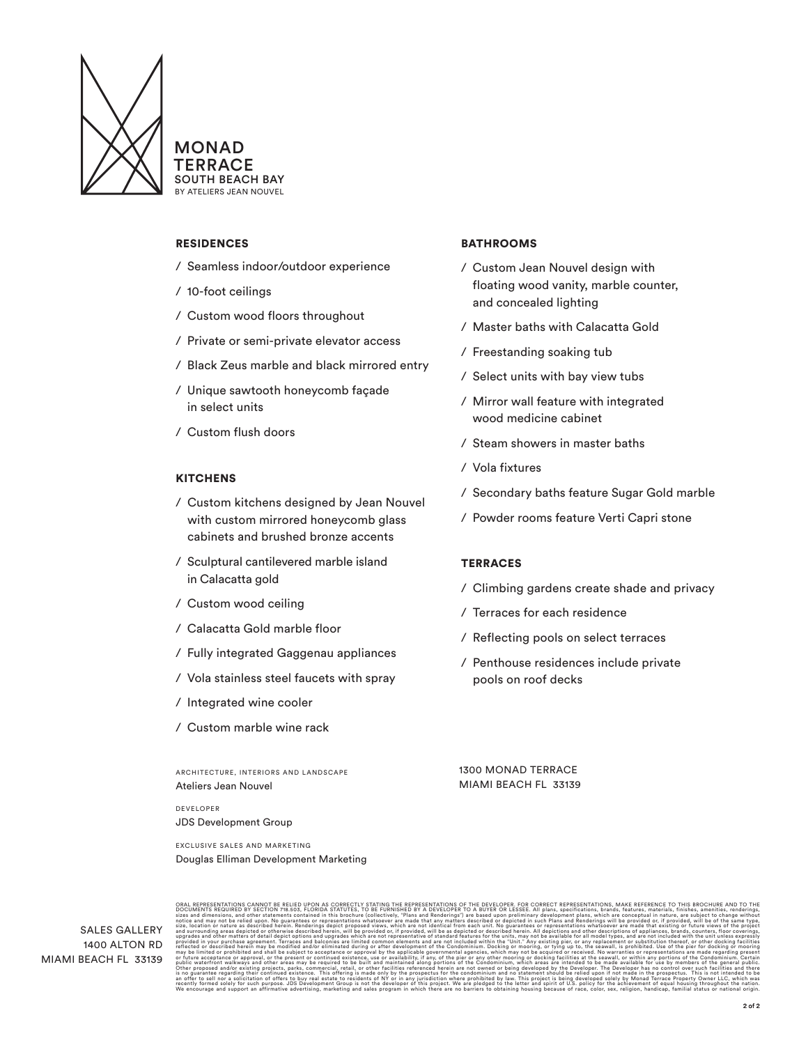MONAD
TERRACE
SOUTH BEACH BAY
BY ATELIERS JEAN NOUVEL

## RESIDENCES

/ Seamless indoor/outdoor experience

/ 10-foot ceilings

/ Custom wood floors throughout

/ Private or semi-private elevator access

/ Black Zeus marble and black mirrored entry

/ Unique sawtooth honeycomb façade in select units

/ Custom flush doors

## KITCHENS

/ Custom kitchens designed by Jean Nouvel with custom mirrored honeycomb glass cabinets and brushed bronze accents

/ Sculptural cantilevered marble island in Calacatta gold

/ Custom wood ceiling

/ Calacatta Gold marble floor

/ Fully integrated Gaggenau appliances

/ Vola stainless steel faucets with spray

/ Integrated wine cooler

/ Custom marble wine rack

## BATHROOMS

/ Custom Jean Nouvel design with floating wood vanity, marble counter, and concealed lighting

/ Master baths with Calacatta Gold

/ Freestanding soaking tub

/ Select units with bay view tubs

/ Mirror wall feature with integrated wood medicine cabinet

/ Steam showers in master baths

/ Vola fixtures

/ Secondary baths feature Sugar Gold marble

/ Powder rooms feature Verti Capri stone

## TERRACES

/ Climbing gardens create shade and privacy

/ Terraces for each residence

/ Reflecting pools on select terraces

/ Penthouse residences include private pools on roof decks

ARCHITECTURE, INTERIORS AND LANDSCAPE
Ateliers Jean Nouvel

DEVELOPER
JDS Development Group

EXCLUSIVE SALES AND MARKETING
Douglas Elliman Development Marketing

1300 MONAD TERRACE
MIAMI BEACH FL 33139

SALES GALLERY
1400 ALTON RD
MIAMI BEACH FL 33139

ORAL REPRESENTATIONS CANNOT BE RELIED UPON AS CORRECTLY STATING THE REPRESENTATIONS OF THE DEVELOPER. FOR CORRECT REPRESENTATIONS, MAKE REFERENCE TO THIS BROCHURE AND TO THE DOCUMENTS REQUIRED BY SECTION 718.503, FLORIDA STATUTES, TO BE FURNISHED BY A DEVELOPER TO A BUYER OR LESSEE. All plans, specifications, brands, features, materials, finishes, amenities, renderings, sizes and dimensions, and other statements contained in this brochure (collectively, "Plans and Renderings") are based upon preliminary development plans, which are conceptual in nature, are subject to change without notice and may not be relied upon. No guarantees or representations whatsoever are made that any matters described or depicted in such Plans and Renderings will be provided or, if provided, will be of the same type, size, location or nature as described herein. Renderings depict proposed views, which are not identical from each unit. No guarantees or representations whatsoever are made that existing or future views of the project and surrounding areas depicted or otherwise described herein, will be provided or, if provided, will be as depicted or described herein. All depictions and other descriptions of appliances, brands, counters, floor coverings, upgrades and other matters of detail depict options and upgrades which are not representative of standard features for the units, may not be available for all model types, and are not included with the unit unless expressly provided in your purchase agreement. Terraces and balconies are limited common elements and are not included within the "Unit." Any existing pier, or any replacement or substitution thereof, or other docking facilities reflected or described herein may be modified and/or eliminated during or after development of the Condominium. Docking or mooring, or tying up to, the seawall, is prohibited. Use of the pier for docking or mooring may be limited or prohibited and shall be subject to acceptance or approval by the applicable governmental agencies, which may not be acquired or received. No warranties or representations are made regarding present or future acceptance or approval, or the present or continued existence, use or availability, if any, of the pier or any other mooring or docking facilities at the seawall, or within any portions of the Condominium. Certain public waterfront walkways and other areas may be required to be built and maintained along portions of the Condominium, which areas are intended to be made available for use by members of the general public. Other proposed and/or existing projects, parks, commercial, retail, or other facilities referenced herein are not owned or being developed by the Developer. The Developer has no control over such facilities and there is no guarantee regarding their continued existence. This offering is made only by the prospectus for the condominium and no statement should be relied upon if not made in the prospectus. This is not intended to be an offer to sell nor a solicitation of offers to buy real estate to residents of NY or in any jurisdiction where prohibited by law. This project is being developed solely by Monad Terrace Property Owner LLC, which was recently formed solely for such purpose. JDS Development Group is not the developer of this project. We are pledged to the letter and spirit of U.S. policy for the achievement of equal housing throughout the nation. We encourage and support an affirmative advertising, marketing and sales program in which there are no barriers to obtaining housing because of race, color, sex, religion, handicap, familial status or national origin.